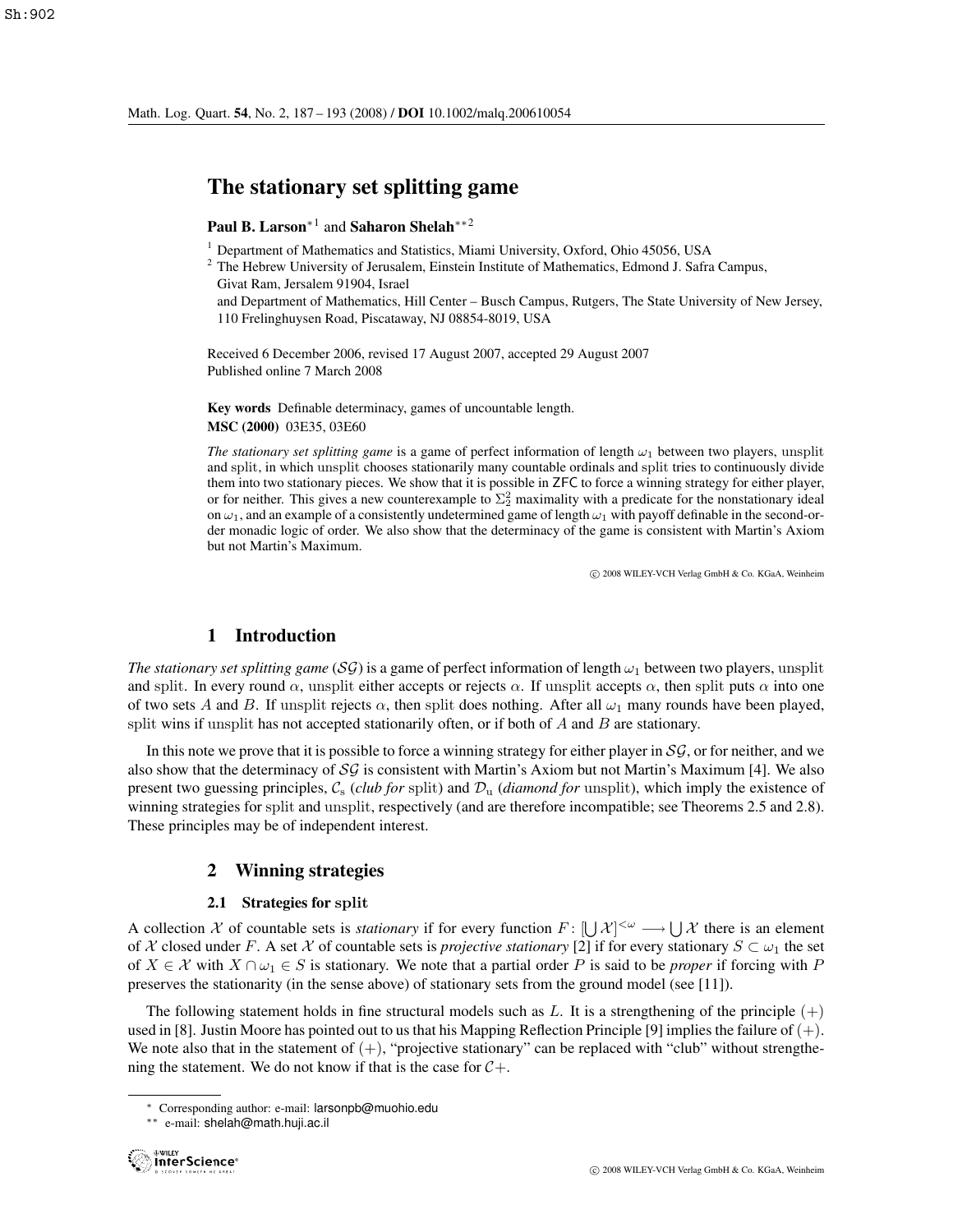# The stationary set splitting game

**Paul B. Larson**[*1] and **Saharon Shelah**[**2]

[1] Department of Mathematics and Statistics, Miami University, Oxford, Ohio 45056, USA

[2] The Hebrew University of Jerusalem, Einstein Institute of Mathematics, Edmond J. Safra Campus, Givat Ram, Jersalem 91904, Israel
and Department of Mathematics, Hill Center – Busch Campus, Rutgers, The State University of New Jersey, 110 Frelinghuysen Road, Piscataway, NJ 08854-8019, USA

Received 6 December 2006, revised 17 August 2007, accepted 29 August 2007
Published online 7 March 2008

**Key words** Definable determinacy, games of uncountable length.
**MSC (2000)** 03E35, 03E60

*The stationary set splitting game* is a game of perfect information of length $\omega_1$ between two players, unsplit and split, in which unsplit chooses stationarily many countable ordinals and split tries to continuously divide them into two stationary pieces. We show that it is possible in ZFC to force a winning strategy for either player, or for neither. This gives a new counterexample to $\Sigma^2_2$ maximality with a predicate for the nonstationary ideal on $\omega_1$, and an example of a consistently undetermined game of length $\omega_1$ with payoff definable in the second-order monadic logic of order. We also show that the determinacy of the game is consistent with Martin's Axiom but not Martin's Maximum.

© 2008 WILEY-VCH Verlag GmbH & Co. KGaA, Weinheim

## 1 Introduction

*The stationary set splitting game* ($\mathcal{SG}$) is a game of perfect information of length $\omega_1$ between two players, unsplit and split. In every round $\alpha$, unsplit either accepts or rejects $\alpha$. If unsplit accepts $\alpha$, then split puts $\alpha$ into one of two sets $A$ and $B$. If unsplit rejects $\alpha$, then split does nothing. After all $\omega_1$ many rounds have been played, split wins if unsplit has not accepted stationarily often, or if both of $A$ and $B$ are stationary.

In this note we prove that it is possible to force a winning strategy for either player in $\mathcal{SG}$, or for neither, and we also show that the determinacy of $\mathcal{SG}$ is consistent with Martin's Axiom but not Martin's Maximum [4]. We also present two guessing principles, $\mathcal{C}_{\rm s}$ (*club for* split) and $\mathcal{D}_{\rm u}$ (*diamond for* unsplit), which imply the existence of winning strategies for split and unsplit, respectively (and are therefore incompatible; see Theorems 2.5 and 2.8). These principles may be of independent interest.

## 2 Winning strategies

### 2.1 Strategies for split

A collection $\mathcal{X}$ of countable sets is *stationary* if for every function $F\colon [\bigcup \mathcal{X}]^{<\omega} \longrightarrow \bigcup \mathcal{X}$ there is an element of $\mathcal{X}$ closed under $F$. A set $\mathcal{X}$ of countable sets is *projective stationary* [2] if for every stationary $S \subset \omega_1$ the set of $X \in \mathcal{X}$ with $X \cap \omega_1 \in S$ is stationary. We note that a partial order $P$ is said to be *proper* if forcing with $P$ preserves the stationarity (in the sense above) of stationary sets from the ground model (see [11]).

The following statement holds in fine structural models such as $L$. It is a strengthening of the principle $(+)$ used in [8]. Justin Moore has pointed out to us that his Mapping Reflection Principle [9] implies the failure of $(+)$. We note also that in the statement of $(+)$, "projective stationary" can be replaced with "club" without strengthening the statement. We do not know if that is the case for $\mathcal{C}+$.

[*] Corresponding author: e-mail: larsonpb@muohio.edu

[**] e-mail: shelah@math.huji.ac.il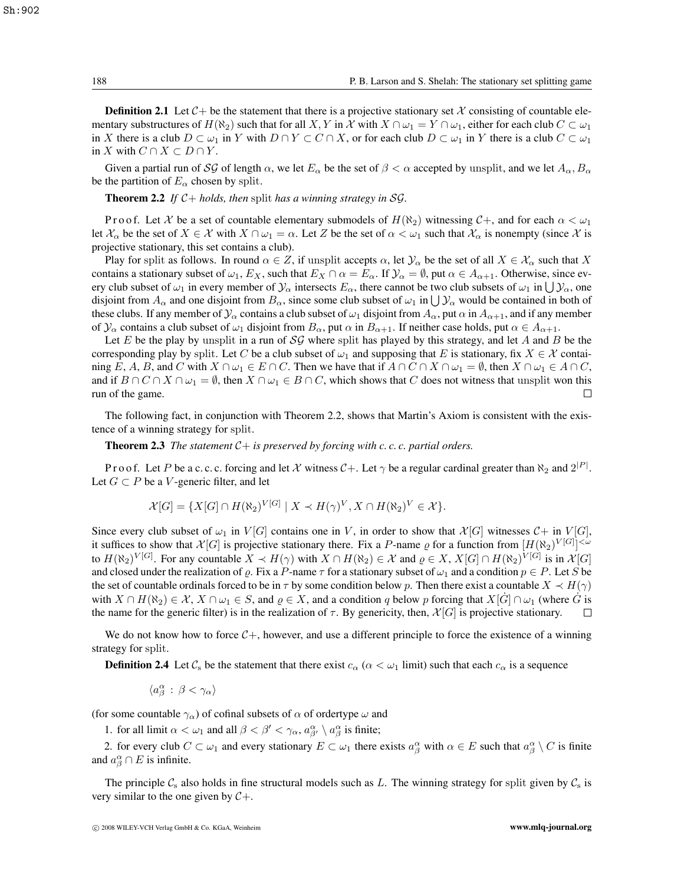**Definition 2.1** Let $\mathcal{C}+$ be the statement that there is a projective stationary set $\mathcal{X}$ consisting of countable elementary substructures of $H(\aleph_2)$ such that for all $X, Y$ in $\mathcal{X}$ with $X \cap \omega_1 = Y \cap \omega_1$, either for each club $C \subset \omega_1$ in $X$ there is a club $D \subset \omega_1$ in $Y$ with $D \cap Y \subset C \cap X$, or for each club $D \subset \omega_1$ in $Y$ there is a club $C \subset \omega_1$ in $X$ with $C \cap X \subset D \cap Y$.

Given a partial run of $\mathcal{SG}$ of length $\alpha$, we let $E_\alpha$ be the set of $\beta < \alpha$ accepted by unsplit, and we let $A_\alpha, B_\alpha$ be the partition of $E_\alpha$ chosen by split.

**Theorem 2.2** *If $\mathcal{C}+$ holds, then* split *has a winning strategy in $\mathcal{SG}$.*

Proof. Let $\mathcal{X}$ be a set of countable elementary submodels of $H(\aleph_2)$ witnessing $\mathcal{C}+$, and for each $\alpha < \omega_1$ let $\mathcal{X}_\alpha$ be the set of $X \in \mathcal{X}$ with $X \cap \omega_1 = \alpha$. Let $Z$ be the set of $\alpha < \omega_1$ such that $\mathcal{X}_\alpha$ is nonempty (since $\mathcal{X}$ is projective stationary, this set contains a club).

Play for split as follows. In round $\alpha \in Z$, if unsplit accepts $\alpha$, let $\mathcal{Y}_\alpha$ be the set of all $X \in \mathcal{X}_\alpha$ such that $X$ contains a stationary subset of $\omega_1$, $E_X$, such that $E_X \cap \alpha = E_\alpha$. If $\mathcal{Y}_\alpha = \emptyset$, put $\alpha \in A_{\alpha+1}$. Otherwise, since every club subset of $\omega_1$ in every member of $\mathcal{Y}_\alpha$ intersects $E_\alpha$, there cannot be two club subsets of $\omega_1$ in $\bigcup \mathcal{Y}_\alpha$, one disjoint from $A_\alpha$ and one disjoint from $B_\alpha$, since some club subset of $\omega_1$ in $\bigcup \mathcal{Y}_\alpha$ would be contained in both of these clubs. If any member of $\mathcal{Y}_\alpha$ contains a club subset of $\omega_1$ disjoint from $A_\alpha$, put $\alpha$ in $A_{\alpha+1}$, and if any member of $\mathcal{Y}_\alpha$ contains a club subset of $\omega_1$ disjoint from $B_\alpha$, put $\alpha$ in $B_{\alpha+1}$. If neither case holds, put $\alpha \in A_{\alpha+1}$.

Let $E$ be the play by unsplit in a run of $\mathcal{SG}$ where split has played by this strategy, and let $A$ and $B$ be the corresponding play by split. Let $C$ be a club subset of $\omega_1$ and supposing that $E$ is stationary, fix $X \in \mathcal{X}$ containing $E$, $A$, $B$, and $C$ with $X \cap \omega_1 \in E \cap C$. Then we have that if $A \cap C \cap X \cap \omega_1 = \emptyset$, then $X \cap \omega_1 \in A \cap C$, and if $B \cap C \cap X \cap \omega_1 = \emptyset$, then $X \cap \omega_1 \in B \cap C$, which shows that $C$ does not witness that unsplit won this run of the game. $\square$

The following fact, in conjunction with Theorem 2.2, shows that Martin's Axiom is consistent with the existence of a winning strategy for split.

**Theorem 2.3** *The statement $\mathcal{C}+$ is preserved by forcing with c. c. c. partial orders.*

Proof. Let $P$ be a c. c. c. forcing and let $\mathcal{X}$ witness $\mathcal{C}+$. Let $\gamma$ be a regular cardinal greater than $\aleph_2$ and $2^{|P|}$. Let $G \subset P$ be a $V$-generic filter, and let

$$\mathcal{X}[G] = \{X[G] \cap H(\aleph_2)^{V[G]} \mid X \prec H(\gamma)^V, X \cap H(\aleph_2)^V \in \mathcal{X}\}.$$

Since every club subset of $\omega_1$ in $V[G]$ contains one in $V$, in order to show that $\mathcal{X}[G]$ witnesses $\mathcal{C}+$ in $V[G]$, it suffices to show that $\mathcal{X}[G]$ is projective stationary there. Fix a $P$-name $\varrho$ for a function from $[H(\aleph_2)^{V[G]}]^{<\omega}$ to $H(\aleph_2)^{V[G]}$. For any countable $X \prec H(\gamma)$ with $X \cap H(\aleph_2) \in \mathcal{X}$ and $\varrho \in X$, $X[G] \cap H(\aleph_2)^{V[G]}$ is in $\mathcal{X}[G]$ and closed under the realization of $\varrho$. Fix a $P$-name $\tau$ for a stationary subset of $\omega_1$ and a condition $p \in P$. Let $S$ be the set of countable ordinals forced to be in $\tau$ by some condition below $p$. Then there exist a countable $X \prec H(\gamma)$ with $X \cap H(\aleph_2) \in \mathcal{X}$, $X \cap \omega_1 \in S$, and $\varrho \in X$, and a condition $q$ below $p$ forcing that $X[\dot{G}] \cap \omega_1$ (where $\dot{G}$ is the name for the generic filter) is in the realization of $\tau$. By genericity, then, $\mathcal{X}[G]$ is projective stationary. $\square$

We do not know how to force $\mathcal{C}+$, however, and use a different principle to force the existence of a winning strategy for split.

**Definition 2.4** Let $\mathcal{C}_s$ be the statement that there exist $c_\alpha$ ($\alpha < \omega_1$ limit) such that each $c_\alpha$ is a sequence

$$\langle a^\alpha_\beta : \beta < \gamma_\alpha \rangle$$

(for some countable $\gamma_\alpha$) of cofinal subsets of $\alpha$ of ordertype $\omega$ and

1. for all limit $\alpha < \omega_1$ and all $\beta < \beta' < \gamma_\alpha$, $a^\alpha_{\beta'} \setminus a^\alpha_\beta$ is finite;
2. for every club $C \subset \omega_1$ and every stationary $E \subset \omega_1$ there exists $a^\alpha_\beta$ with $\alpha \in E$ such that $a^\alpha_\beta \setminus C$ is finite and $a^\alpha_\beta \cap E$ is infinite.

The principle $\mathcal{C}_s$ also holds in fine structural models such as $L$. The winning strategy for split given by $\mathcal{C}_s$ is very similar to the one given by $\mathcal{C}+$.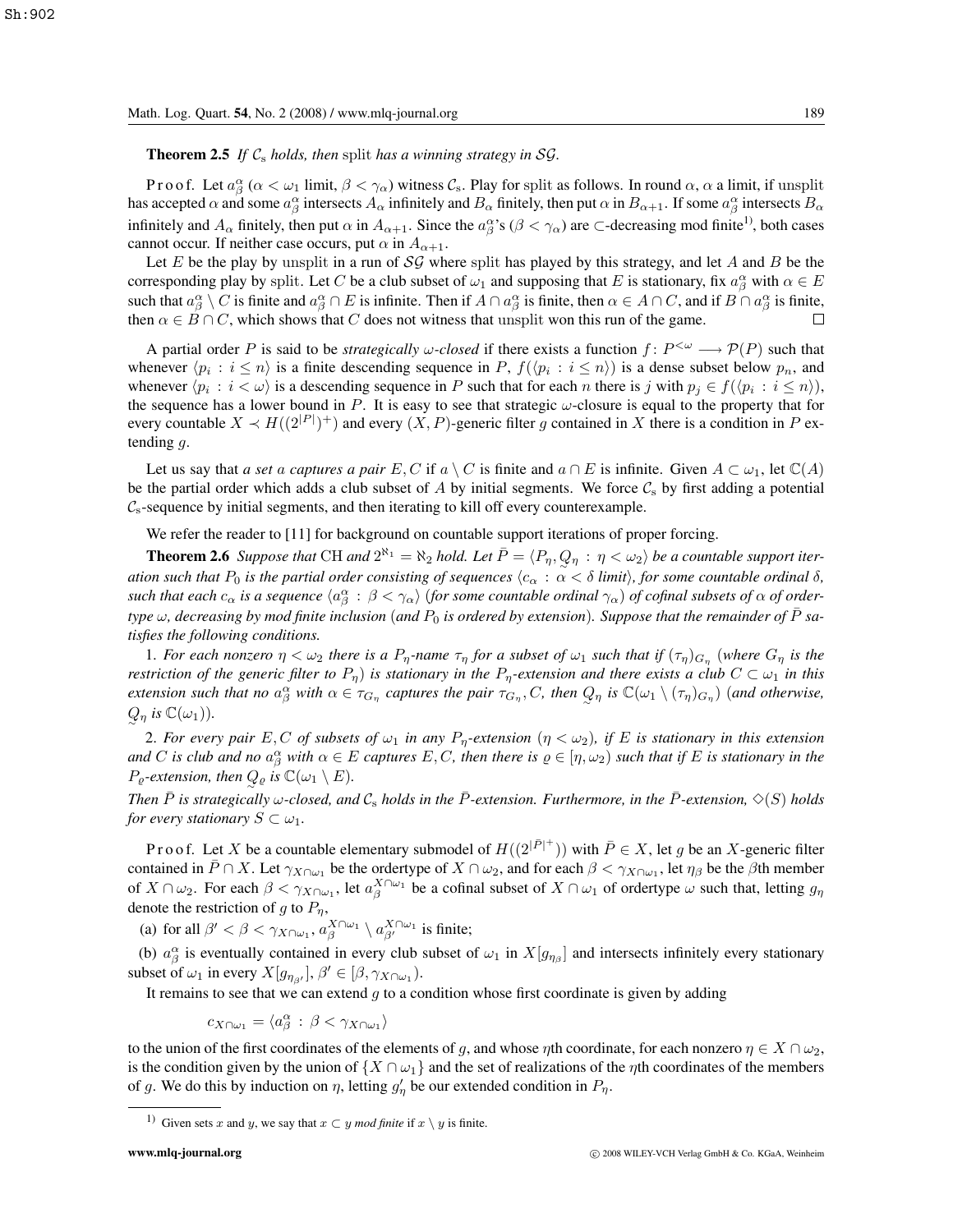**Theorem 2.5** *If $\mathcal{C}_{\mathrm{s}}$ holds, then* split *has a winning strategy in $\mathcal{SG}$.*

Proof. Let $a^\alpha_\beta$ ($\alpha < \omega_1$ limit, $\beta < \gamma_\alpha$) witness $\mathcal{C}_{\mathrm{s}}$. Play for split as follows. In round $\alpha$, $\alpha$ a limit, if unsplit has accepted $\alpha$ and some $a^\alpha_\beta$ intersects $A_\alpha$ infinitely and $B_\alpha$ finitely, then put $\alpha$ in $B_{\alpha+1}$. If some $a^\alpha_\beta$ intersects $B_\alpha$ infinitely and $A_\alpha$ finitely, then put $\alpha$ in $A_{\alpha+1}$. Since the $a^\alpha_\beta$'s ($\beta < \gamma_\alpha$) are $\subset$-decreasing mod finite[1], both cases cannot occur. If neither case occurs, put $\alpha$ in $A_{\alpha+1}$.

Let $E$ be the play by unsplit in a run of $\mathcal{SG}$ where split has played by this strategy, and let $A$ and $B$ be the corresponding play by split. Let $C$ be a club subset of $\omega_1$ and supposing that $E$ is stationary, fix $a^\alpha_\beta$ with $\alpha \in E$ such that $a^\alpha_\beta \setminus C$ is finite and $a^\alpha_\beta \cap E$ is infinite. Then if $A \cap a^\alpha_\beta$ is finite, then $\alpha \in A \cap C$, and if $B \cap a^\alpha_\beta$ is finite, then $\alpha \in B \cap C$, which shows that $C$ does not witness that unsplit won this run of the game. $\square$

A partial order $P$ is said to be *strategically $\omega$-closed* if there exists a function $f\colon P^{<\omega} \longrightarrow \mathcal{P}(P)$ such that whenever $\langle p_i : i \leq n\rangle$ is a finite descending sequence in $P$, $f(\langle p_i : i \leq n\rangle)$ is a dense subset below $p_n$, and whenever $\langle p_i : i < \omega\rangle$ is a descending sequence in $P$ such that for each $n$ there is $j$ with $p_j \in f(\langle p_i : i \leq n\rangle)$, the sequence has a lower bound in $P$. It is easy to see that strategic $\omega$-closure is equal to the property that for every countable $X \prec H((2^{|P|})^+)$ and every $(X, P)$-generic filter $g$ contained in $X$ there is a condition in $P$ extending $g$.

Let us say that *a set $a$ captures a pair $E, C$* if $a \setminus C$ is finite and $a \cap E$ is infinite. Given $A \subset \omega_1$, let $\mathbb{C}(A)$ be the partial order which adds a club subset of $A$ by initial segments. We force $\mathcal{C}_{\mathrm{s}}$ by first adding a potential $\mathcal{C}_{\mathrm{s}}$-sequence by initial segments, and then iterating to kill off every counterexample.

We refer the reader to [11] for background on countable support iterations of proper forcing.

**Theorem 2.6** *Suppose that* CH *and $2^{\aleph_1} = \aleph_2$ hold. Let $\bar{P} = \langle P_\eta, \underset{\sim}{Q}_\eta : \eta < \omega_2\rangle$ be a countable support iteration such that $P_0$ is the partial order consisting of sequences $\langle c_\alpha : \alpha < \delta \text{ limit}\rangle$, for some countable ordinal $\delta$, such that each $c_\alpha$ is a sequence $\langle a^\alpha_\beta : \beta < \gamma_\alpha\rangle$ (for some countable ordinal $\gamma_\alpha$) of cofinal subsets of $\alpha$ of ordertype $\omega$, decreasing by mod finite inclusion (and $P_0$ is ordered by extension). Suppose that the remainder of $\bar{P}$ satisfies the following conditions.*

1. *For each nonzero $\eta < \omega_2$ there is a $P_\eta$-name $\tau_\eta$ for a subset of $\omega_1$ such that if $(\tau_\eta)_{G_\eta}$ (where $G_\eta$ is the restriction of the generic filter to $P_\eta$) is stationary in the $P_\eta$-extension and there exists a club $C \subset \omega_1$ in this extension such that no $a^\alpha_\beta$ with $\alpha \in \tau_{G_\eta}$ captures the pair $\tau_{G_\eta}, C$, then $\underset{\sim}{Q}_\eta$ is $\mathbb{C}(\omega_1 \setminus (\tau_\eta)_{G_\eta})$ (and otherwise, $\underset{\sim}{Q}_\eta$ is $\mathbb{C}(\omega_1)$).*

2. *For every pair $E, C$ of subsets of $\omega_1$ in any $P_\eta$-extension ($\eta < \omega_2$), if $E$ is stationary in this extension and $C$ is club and no $a^\alpha_\beta$ with $\alpha \in E$ captures $E, C$, then there is $\varrho \in [\eta, \omega_2)$ such that if $E$ is stationary in the $P_\varrho$-extension, then $\underset{\sim}{Q}_\varrho$ is $\mathbb{C}(\omega_1 \setminus E)$.*

*Then $\bar{P}$ is strategically $\omega$-closed, and $\mathcal{C}_{\mathrm{s}}$ holds in the $\bar{P}$-extension. Furthermore, in the $\bar{P}$-extension, $\diamondsuit(S)$ holds for every stationary $S \subset \omega_1$.*

Proof. Let $X$ be a countable elementary submodel of $H((2^{|\bar{P}|^+}))$ with $\bar{P} \in X$, let $g$ be an $X$-generic filter contained in $\bar{P} \cap X$. Let $\gamma_{X\cap\omega_1}$ be the ordertype of $X \cap \omega_2$, and for each $\beta < \gamma_{X\cap\omega_1}$, let $\eta_\beta$ be the $\beta$th member of $X \cap \omega_2$. For each $\beta < \gamma_{X\cap\omega_1}$, let $a^{X\cap\omega_1}_\beta$ be a cofinal subset of $X \cap \omega_1$ of ordertype $\omega$ such that, letting $g_\eta$ denote the restriction of $g$ to $P_\eta$,

(a) for all $\beta' < \beta < \gamma_{X\cap\omega_1}$, $a^{X\cap\omega_1}_\beta \setminus a^{X\cap\omega_1}_{\beta'}$ is finite;

(b) $a^\alpha_\beta$ is eventually contained in every club subset of $\omega_1$ in $X[g_{\eta_\beta}]$ and intersects infinitely every stationary subset of $\omega_1$ in every $X[g_{\eta_{\beta'}}]$, $\beta' \in [\beta, \gamma_{X\cap\omega_1})$.

It remains to see that we can extend $g$ to a condition whose first coordinate is given by adding

$$c_{X\cap\omega_1} = \langle a^\alpha_\beta : \beta < \gamma_{X\cap\omega_1}\rangle$$

to the union of the first coordinates of the elements of $g$, and whose $\eta$th coordinate, for each nonzero $\eta \in X \cap \omega_2$, is the condition given by the union of $\{X \cap \omega_1\}$ and the set of realizations of the $\eta$th coordinates of the members of $g$. We do this by induction on $\eta$, letting $g'_\eta$ be our extended condition in $P_\eta$.

[1] Given sets $x$ and $y$, we say that $x \subset y$ *mod finite* if $x \setminus y$ is finite.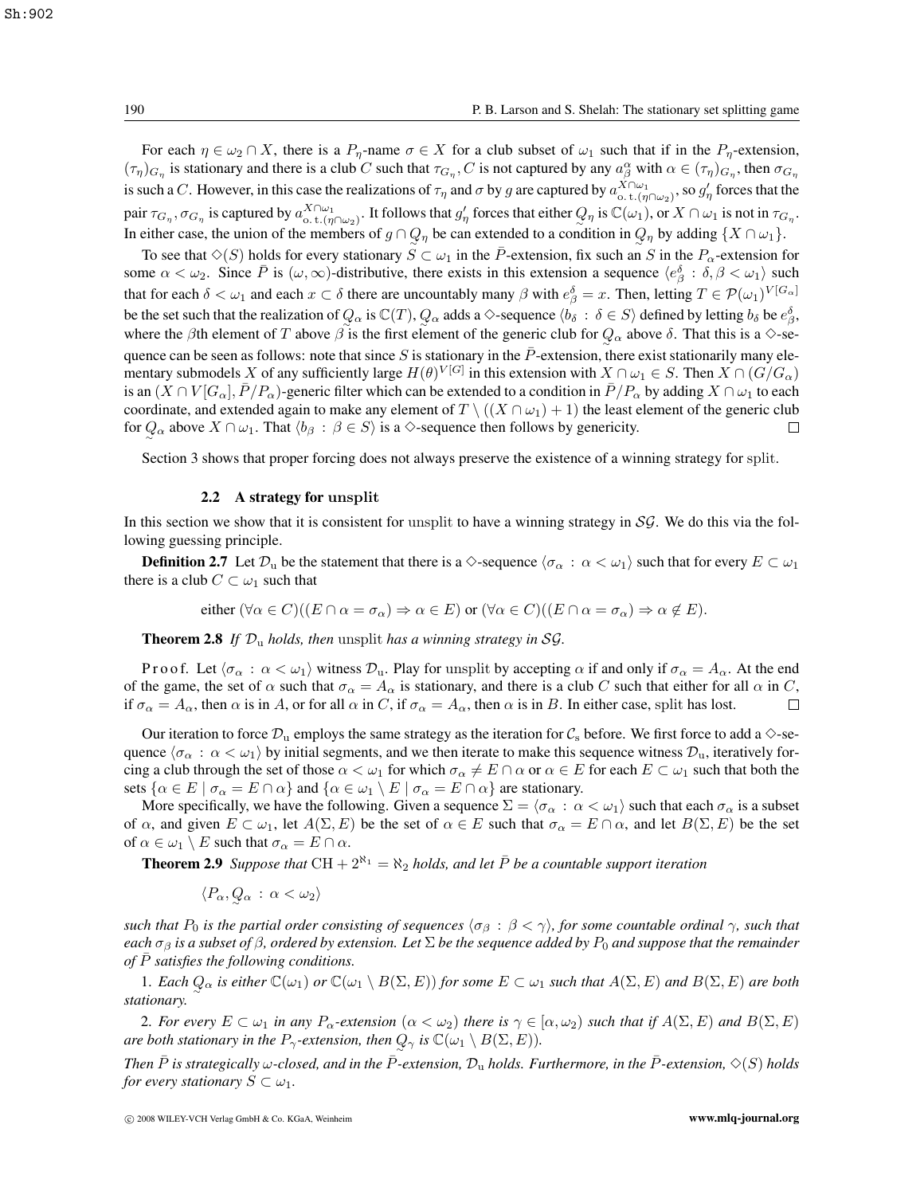For each $\eta \in \omega_2 \cap X$, there is a $P_\eta$-name $\sigma \in X$ for a club subset of $\omega_1$ such that if in the $P_\eta$-extension, $(\tau_\eta)_{G_\eta}$ is stationary and there is a club $C$ such that $\tau_{G_\eta}, C$ is not captured by any $a^\alpha_\beta$ with $\alpha \in (\tau_\eta)_{G_\eta}$, then $\sigma_{G_\eta}$ is such a $C$. However, in this case the realizations of $\tau_\eta$ and $\sigma$ by $g$ are captured by $a^{X\cap\omega_1}_{\mathrm{o.t.}(\eta\cap\omega_2)}$, so $g'_\eta$ forces that the pair $\tau_{G_\eta}, \sigma_{G_\eta}$ is captured by $a^{X\cap\omega_1}_{\mathrm{o.t.}(\eta\cap\omega_2)}$. It follows that $g'_\eta$ forces that either $\underset{\sim}{Q}_\eta$ is $\mathbb{C}(\omega_1)$, or $X \cap \omega_1$ is not in $\tau_{G_\eta}$. In either case, the union of the members of $g \cap \underset{\sim}{Q}_\eta$ be can extended to a condition in $\underset{\sim}{Q}_\eta$ by adding $\{X \cap \omega_1\}$.

To see that $\diamondsuit(S)$ holds for every stationary $S \subset \omega_1$ in the $\bar{P}$-extension, fix such an $\underset{\sim}{S}$ in the $P_\alpha$-extension for some $\alpha < \omega_2$. Since $\bar{P}$ is $(\omega, \infty)$-distributive, there exists in this extension a sequence $\langle e^\delta_\beta : \delta, \beta < \omega_1\rangle$ such that for each $\delta < \omega_1$ and each $x \subset \delta$ there are uncountably many $\beta$ with $e^\delta_\beta = x$. Then, letting $T \in \mathcal{P}(\omega_1)^{V[G_\alpha]}$ be the set such that the realization of $\underset{\sim}{Q}_\alpha$ is $\mathbb{C}(T)$, $\underset{\sim}{Q}_\alpha$ adds a $\diamondsuit$-sequence $\langle b_\delta : \delta \in S\rangle$ defined by letting $b_\delta$ be $e^\delta_\beta$, where the $\beta$th element of $T$ above $\beta$ is the first element of the generic club for $\underset{\sim}{Q}_\alpha$ above $\delta$. That this is a $\diamondsuit$-sequence can be seen as follows: note that since $S$ is stationary in the $\bar{P}$-extension, there exist stationarily many elementary submodels $X$ of any sufficiently large $H(\theta)^{V[G]}$ in this extension with $X \cap \omega_1 \in S$. Then $X \cap (G/G_\alpha)$ is an $(X \cap V[G_\alpha], \bar{P}/P_\alpha)$-generic filter which can be extended to a condition in $\bar{P}/P_\alpha$ by adding $X \cap \omega_1$ to each coordinate, and extended again to make any element of $T \setminus ((X \cap \omega_1) + 1)$ the least element of the generic club for $\underset{\sim}{Q}_\alpha$ above $X \cap \omega_1$. That $\langle b_\beta : \beta \in S\rangle$ is a $\diamondsuit$-sequence then follows by genericity. □

Section 3 shows that proper forcing does not always preserve the existence of a winning strategy for split.

### 2.2 A strategy for unsplit

In this section we show that it is consistent for unsplit to have a winning strategy in $\mathcal{SG}$. We do this via the following guessing principle.

**Definition 2.7** Let $\mathcal{D}_\mathrm{u}$ be the statement that there is a $\diamondsuit$-sequence $\langle \sigma_\alpha : \alpha < \omega_1\rangle$ such that for every $E \subset \omega_1$ there is a club $C \subset \omega_1$ such that

$$\text{either } (\forall \alpha \in C)((E \cap \alpha = \sigma_\alpha) \Rightarrow \alpha \in E) \text{ or } (\forall \alpha \in C)((E \cap \alpha = \sigma_\alpha) \Rightarrow \alpha \notin E).$$

**Theorem 2.8** *If $\mathcal{D}_\mathrm{u}$ holds, then* unsplit *has a winning strategy in $\mathcal{SG}$.*

Proof. Let $\langle \sigma_\alpha : \alpha < \omega_1\rangle$ witness $\mathcal{D}_\mathrm{u}$. Play for unsplit by accepting $\alpha$ if and only if $\sigma_\alpha = A_\alpha$. At the end of the game, the set of $\alpha$ such that $\sigma_\alpha = A_\alpha$ is stationary, and there is a club $C$ such that either for all $\alpha$ in $C$, if $\sigma_\alpha = A_\alpha$, then $\alpha$ is in $A$, or for all $\alpha$ in $C$, if $\sigma_\alpha = A_\alpha$, then $\alpha$ is in $B$. In either case, split has lost. □

Our iteration to force $\mathcal{D}_\mathrm{u}$ employs the same strategy as the iteration for $\mathcal{C}_\mathrm{s}$ before. We first force to add a $\diamondsuit$-sequence $\langle \sigma_\alpha : \alpha < \omega_1\rangle$ by initial segments, and we then iterate to make this sequence witness $\mathcal{D}_\mathrm{u}$, iteratively forcing a club through the set of those $\alpha < \omega_1$ for which $\sigma_\alpha \neq E \cap \alpha$ or $\alpha \in E$ for each $E \subset \omega_1$ such that both the sets $\{\alpha \in E \mid \sigma_\alpha = E \cap \alpha\}$ and $\{\alpha \in \omega_1 \setminus E \mid \sigma_\alpha = E \cap \alpha\}$ are stationary.

More specifically, we have the following. Given a sequence $\Sigma = \langle \sigma_\alpha : \alpha < \omega_1\rangle$ such that each $\sigma_\alpha$ is a subset of $\alpha$, and given $E \subset \omega_1$, let $A(\Sigma, E)$ be the set of $\alpha \in E$ such that $\sigma_\alpha = E \cap \alpha$, and let $B(\Sigma, E)$ be the set of $\alpha \in \omega_1 \setminus E$ such that $\sigma_\alpha = E \cap \alpha$.

**Theorem 2.9** *Suppose that $\mathrm{CH} + 2^{\aleph_1} = \aleph_2$ holds, and let $\bar{P}$ be a countable support iteration*

$$\langle P_\alpha, \underset{\sim}{Q}_\alpha : \alpha < \omega_2\rangle$$

*such that $P_0$ is the partial order consisting of sequences $\langle \sigma_\beta : \beta < \gamma\rangle$, for some countable ordinal $\gamma$, such that each $\sigma_\beta$ is a subset of $\beta$, ordered by extension. Let $\Sigma$ be the sequence added by $P_0$ and suppose that the remainder of $\bar{P}$ satisfies the following conditions.*

1. *Each $\underset{\sim}{Q}_\alpha$ is either $\mathbb{C}(\omega_1)$ or $\mathbb{C}(\omega_1 \setminus B(\Sigma, E))$ for some $E \subset \omega_1$ such that $A(\Sigma, E)$ and $B(\Sigma, E)$ are both stationary.*

2. *For every $E \subset \omega_1$ in any $P_\alpha$-extension ($\alpha < \omega_2$) there is $\gamma \in [\alpha, \omega_2)$ such that if $A(\Sigma, E)$ and $B(\Sigma, E)$ are both stationary in the $P_\gamma$-extension, then $\underset{\sim}{Q}_\gamma$ is $\mathbb{C}(\omega_1 \setminus B(\Sigma, E))$.*

*Then $\bar{P}$ is strategically $\omega$-closed, and in the $\bar{P}$-extension, $\mathcal{D}_\mathrm{u}$ holds. Furthermore, in the $\bar{P}$-extension, $\diamondsuit(S)$ holds for every stationary $S \subset \omega_1$.*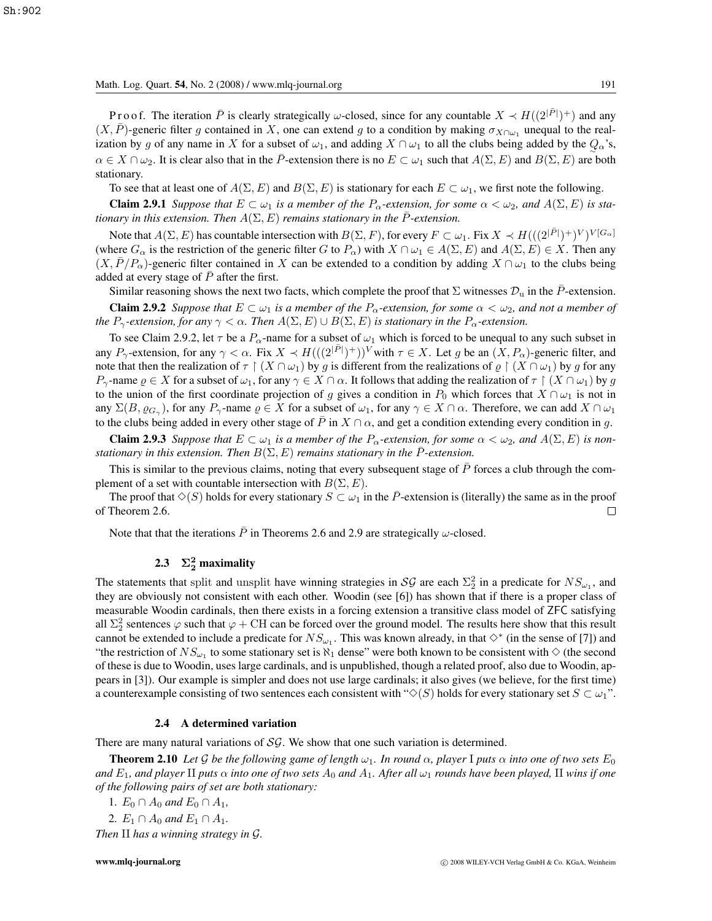P r o o f. The iteration $\bar{P}$ is clearly strategically $\omega$-closed, since for any countable $X \prec H((2^{|\bar{P}|})^+)$ and any $(X, \bar{P})$-generic filter $g$ contained in $X$, one can extend $g$ to a condition by making $\sigma_{X\cap\omega_1}$ unequal to the realization by $g$ of any name in $X$ for a subset of $\omega_1$, and adding $X \cap \omega_1$ to all the clubs being added by the $\underset{\sim}{Q}_\alpha$'s, $\alpha \in X \cap \omega_2$. It is clear also that in the $\bar{P}$-extension there is no $E \subset \omega_1$ such that $A(\Sigma, E)$ and $B(\Sigma, E)$ are both stationary.

To see that at least one of $A(\Sigma, E)$ and $B(\Sigma, E)$ is stationary for each $E \subset \omega_1$, we first note the following.

**Claim 2.9.1** *Suppose that $E \subset \omega_1$ is a member of the $P_\alpha$-extension, for some $\alpha < \omega_2$, and $A(\Sigma, E)$ is stationary in this extension. Then $A(\Sigma, E)$ remains stationary in the $\bar{P}$-extension.*

Note that $A(\Sigma, E)$ has countable intersection with $B(\Sigma, F)$, for every $F \subset \omega_1$. Fix $X \prec H(((2^{|\bar{P}|})^+)^V)^{V[G_\alpha]}$ (where $G_\alpha$ is the restriction of the generic filter $G$ to $P_\alpha$) with $X \cap \omega_1 \in A(\Sigma, E)$ and $A(\Sigma, E) \in X$. Then any $(X, \bar{P}/P_\alpha)$-generic filter contained in $X$ can be extended to a condition by adding $X \cap \omega_1$ to the clubs being added at every stage of $\bar{P}$ after the first.

Similar reasoning shows the next two facts, which complete the proof that $\Sigma$ witnesses $\mathcal{D}_{\mathrm{u}}$ in the $\bar{P}$-extension.

**Claim 2.9.2** *Suppose that $E \subset \omega_1$ is a member of the $P_\alpha$-extension, for some $\alpha < \omega_2$, and not a member of the $P_\gamma$-extension, for any $\gamma < \alpha$. Then $A(\Sigma, E) \cup B(\Sigma, E)$ is stationary in the $P_\alpha$-extension.*

To see Claim 2.9.2, let $\tau$ be a $P_\alpha$-name for a subset of $\omega_1$ which is forced to be unequal to any such subset in any $P_\gamma$-extension, for any $\gamma < \alpha$. Fix $X \prec H(((2^{|\bar{P}|})^+))^V$ with $\tau \in X$. Let $g$ be an $(X, P_\alpha)$-generic filter, and note that then the realization of $\tau \restriction (X \cap \omega_1)$ by $g$ is different from the realizations of $\varrho \restriction (X \cap \omega_1)$ by $g$ for any $P_\gamma$-name $\varrho \in X$ for a subset of $\omega_1$, for any $\gamma \in X \cap \alpha$. It follows that adding the realization of $\tau \restriction (X \cap \omega_1)$ by $g$ to the union of the first coordinate projection of $g$ gives a condition in $P_0$ which forces that $X \cap \omega_1$ is not in any $\Sigma(B, \varrho_{G_\gamma})$, for any $P_\gamma$-name $\varrho \in X$ for a subset of $\omega_1$, for any $\gamma \in X \cap \alpha$. Therefore, we can add $X \cap \omega_1$ to the clubs being added in every other stage of $\bar{P}$ in $X \cap \alpha$, and get a condition extending every condition in $g$.

**Claim 2.9.3** *Suppose that $E \subset \omega_1$ is a member of the $P_\alpha$-extension, for some $\alpha < \omega_2$, and $A(\Sigma, E)$ is nonstationary in this extension. Then $B(\Sigma, E)$ remains stationary in the $\bar{P}$-extension.*

This is similar to the previous claims, noting that every subsequent stage of $\bar{P}$ forces a club through the complement of a set with countable intersection with $B(\Sigma, E)$.

The proof that $\diamondsuit(S)$ holds for every stationary $S \subset \omega_1$ in the $\bar{P}$-extension is (literally) the same as in the proof of Theorem 2.6. □

Note that that the iterations $\bar{P}$ in Theorems 2.6 and 2.9 are strategically $\omega$-closed.

### 2.3 $\Sigma^2_2$ maximality

The statements that split and unsplit have winning strategies in $\mathcal{SG}$ are each $\Sigma^2_2$ in a predicate for $NS_{\omega_1}$, and they are obviously not consistent with each other. Woodin (see [6]) has shown that if there is a proper class of measurable Woodin cardinals, then there exists in a forcing extension a transitive class model of ZFC satisfying all $\Sigma^2_2$ sentences $\varphi$ such that $\varphi$ + CH can be forced over the ground model. The results here show that this result cannot be extended to include a predicate for $NS_{\omega_1}$. This was known already, in that $\diamondsuit^*$ (in the sense of [7]) and "the restriction of $NS_{\omega_1}$ to some stationary set is $\aleph_1$ dense" were both known to be consistent with $\diamondsuit$ (the second of these is due to Woodin, uses large cardinals, and is unpublished, though a related proof, also due to Woodin, appears in [3]). Our example is simpler and does not use large cardinals; it also gives (we believe, for the first time) a counterexample consisting of two sentences each consistent with "$\diamondsuit(S)$ holds for every stationary set $S \subset \omega_1$".

### 2.4 A determined variation

There are many natural variations of $\mathcal{SG}$. We show that one such variation is determined.

**Theorem 2.10** *Let $\mathcal{G}$ be the following game of length $\omega_1$. In round $\alpha$, player* I *puts $\alpha$ into one of two sets $E_0$ and $E_1$, and player* II *puts $\alpha$ into one of two sets $A_0$ and $A_1$. After all $\omega_1$ rounds have been played,* II *wins if one of the following pairs of set are both stationary:*

1. *$E_0 \cap A_0$ and $E_0 \cap A_1$,*
2. *$E_1 \cap A_0$ and $E_1 \cap A_1$.*

*Then* II *has a winning strategy in $\mathcal{G}$.*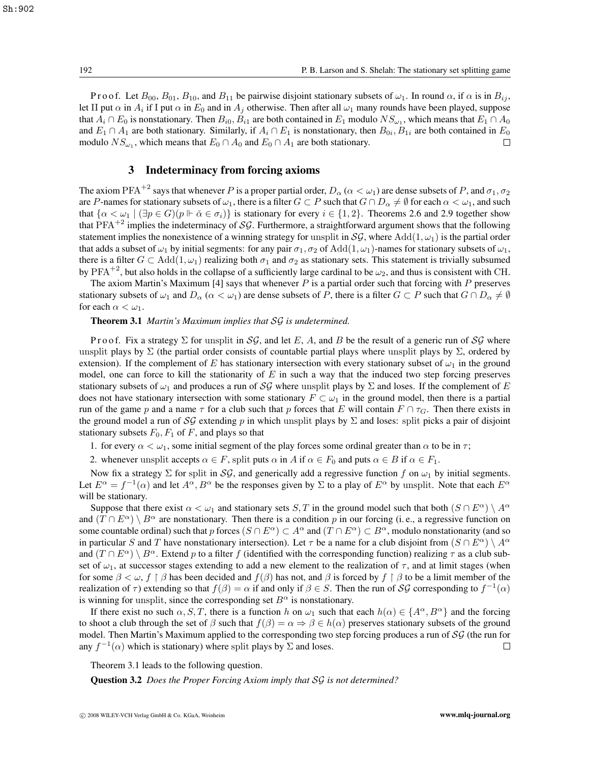P r o o f. Let $B_{00}$, $B_{01}$, $B_{10}$, and $B_{11}$ be pairwise disjoint stationary subsets of $\omega_1$. In round $\alpha$, if $\alpha$ is in $B_{ij}$, let II put $\alpha$ in $A_i$ if I put $\alpha$ in $E_0$ and in $A_j$ otherwise. Then after all $\omega_1$ many rounds have been played, suppose that $A_i \cap E_0$ is nonstationary. Then $B_{i0}$, $B_{i1}$ are both contained in $E_1$ modulo $NS_{\omega_1}$, which means that $E_1 \cap A_0$ and $E_1 \cap A_1$ are both stationary. Similarly, if $A_i \cap E_1$ is nonstationary, then $B_{0i}$, $B_{1i}$ are both contained in $E_0$ modulo $NS_{\omega_1}$, which means that $E_0 \cap A_0$ and $E_0 \cap A_1$ are both stationary. $\square$

## 3 Indeterminacy from forcing axioms

The axiom $\mathrm{PFA}^{+2}$ says that whenever $P$ is a proper partial order, $D_\alpha$ ($\alpha < \omega_1$) are dense subsets of $P$, and $\sigma_1, \sigma_2$ are $P$-names for stationary subsets of $\omega_1$, there is a filter $G \subset P$ such that $G \cap D_\alpha \neq \emptyset$ for each $\alpha < \omega_1$, and such that $\{\alpha < \omega_1 \mid (\exists p \in G)(p \Vdash \check{\alpha} \in \sigma_i)\}$ is stationary for every $i \in \{1, 2\}$. Theorems 2.6 and 2.9 together show that $\mathrm{PFA}^{+2}$ implies the indeterminacy of $\mathcal{SG}$. Furthermore, a straightforward argument shows that the following statement implies the nonexistence of a winning strategy for unsplit in $\mathcal{SG}$, where $\mathrm{Add}(1, \omega_1)$ is the partial order that adds a subset of $\omega_1$ by initial segments: for any pair $\sigma_1, \sigma_2$ of $\mathrm{Add}(1, \omega_1)$-names for stationary subsets of $\omega_1$, there is a filter $G \subset \mathrm{Add}(1, \omega_1)$ realizing both $\sigma_1$ and $\sigma_2$ as stationary sets. This statement is trivially subsumed by $\mathrm{PFA}^{+2}$, but also holds in the collapse of a sufficiently large cardinal to be $\omega_2$, and thus is consistent with CH.

The axiom Martin's Maximum [4] says that whenever $P$ is a partial order such that forcing with $P$ preserves stationary subsets of $\omega_1$ and $D_\alpha$ ($\alpha < \omega_1$) are dense subsets of $P$, there is a filter $G \subset P$ such that $G \cap D_\alpha \neq \emptyset$ for each $\alpha < \omega_1$.

**Theorem 3.1** *Martin's Maximum implies that $\mathcal{SG}$ is undetermined.*

P r o o f. Fix a strategy $\Sigma$ for unsplit in $\mathcal{SG}$, and let $E$, $A$, and $B$ be the result of a generic run of $\mathcal{SG}$ where unsplit plays by $\Sigma$ (the partial order consists of countable partial plays where unsplit plays by $\Sigma$, ordered by extension). If the complement of $E$ has stationary intersection with every stationary subset of $\omega_1$ in the ground model, one can force to kill the stationarity of $E$ in such a way that the induced two step forcing preserves stationary subsets of $\omega_1$ and produces a run of $\mathcal{SG}$ where unsplit plays by $\Sigma$ and loses. If the complement of $E$ does not have stationary intersection with some stationary $F \subset \omega_1$ in the ground model, then there is a partial run of the game $p$ and a name $\tau$ for a club such that $p$ forces that $E$ will contain $F \cap \tau_G$. Then there exists in the ground model a run of $\mathcal{SG}$ extending $p$ in which unsplit plays by $\Sigma$ and loses: split picks a pair of disjoint stationary subsets $F_0, F_1$ of $F$, and plays so that

1. for every $\alpha < \omega_1$, some initial segment of the play forces some ordinal greater than $\alpha$ to be in $\tau$;
2. whenever unsplit accepts $\alpha \in F$, split puts $\alpha$ in $A$ if $\alpha \in F_0$ and puts $\alpha \in B$ if $\alpha \in F_1$.

Now fix a strategy $\Sigma$ for split in $\mathcal{SG}$, and generically add a regressive function $f$ on $\omega_1$ by initial segments. Let $E^\alpha = f^{-1}(\alpha)$ and let $A^\alpha, B^\alpha$ be the responses given by $\Sigma$ to a play of $E^\alpha$ by unsplit. Note that each $E^\alpha$ will be stationary.

Suppose that there exist $\alpha < \omega_1$ and stationary sets $S, T$ in the ground model such that both $(S \cap E^\alpha) \setminus A^\alpha$ and $(T \cap E^\alpha) \setminus B^\alpha$ are nonstationary. Then there is a condition $p$ in our forcing (i. e., a regressive function on some countable ordinal) such that $p$ forces $(S \cap E^\alpha) \subset A^\alpha$ and $(T \cap E^\alpha) \subset B^\alpha$, modulo nonstationarity (and so in particular $S$ and $T$ have nonstationary intersection). Let $\tau$ be a name for a club disjoint from $(S \cap E^\alpha) \setminus A^\alpha$ and $(T \cap E^\alpha) \setminus B^\alpha$. Extend $p$ to a filter $f$ (identified with the corresponding function) realizing $\tau$ as a club subset of $\omega_1$, at successor stages extending to add a new element to the realization of $\tau$, and at limit stages (when for some $\beta < \omega$, $f \restriction \beta$ has been decided and $f(\beta)$ has not, and $\beta$ is forced by $f \restriction \beta$ to be a limit member of the realization of $\tau$) extending so that $f(\beta) = \alpha$ if and only if $\beta \in S$. Then the run of $\mathcal{SG}$ corresponding to $f^{-1}(\alpha)$ is winning for unsplit, since the corresponding set $B^\alpha$ is nonstationary.

If there exist no such $\alpha, S, T$, there is a function $h$ on $\omega_1$ such that each $h(\alpha) \in \{A^\alpha, B^\alpha\}$ and the forcing to shoot a club through the set of $\beta$ such that $f(\beta) = \alpha \Rightarrow \beta \in h(\alpha)$ preserves stationary subsets of the ground model. Then Martin's Maximum applied to the corresponding two step forcing produces a run of $\mathcal{SG}$ (the run for any $f^{-1}(\alpha)$ which is stationary) where split plays by $\Sigma$ and loses. $\square$

Theorem 3.1 leads to the following question.

**Question 3.2** *Does the Proper Forcing Axiom imply that $\mathcal{SG}$ is not determined?*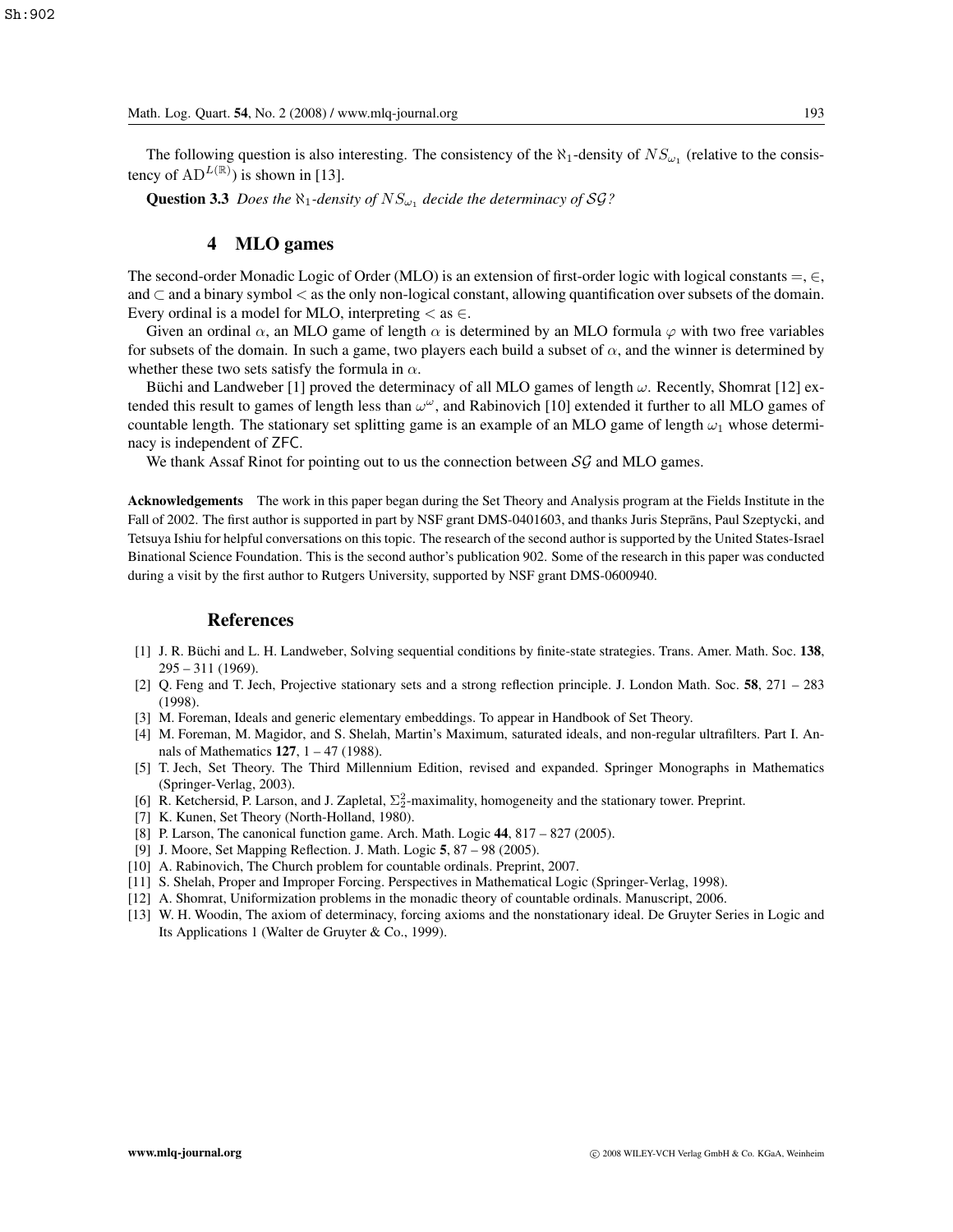The following question is also interesting. The consistency of the $\aleph_1$-density of $NS_{\omega_1}$ (relative to the consistency of $\mathrm{AD}^{L(\mathbb{R})}$) is shown in [13].

**Question 3.3** *Does the $\aleph_1$-density of $NS_{\omega_1}$ decide the determinacy of $\mathcal{SG}$?*

## 4 MLO games

The second-order Monadic Logic of Order (MLO) is an extension of first-order logic with logical constants $=$, $\in$, and $\subset$ and a binary symbol $<$ as the only non-logical constant, allowing quantification over subsets of the domain. Every ordinal is a model for MLO, interpreting $<$ as $\in$.

Given an ordinal $\alpha$, an MLO game of length $\alpha$ is determined by an MLO formula $\varphi$ with two free variables for subsets of the domain. In such a game, two players each build a subset of $\alpha$, and the winner is determined by whether these two sets satisfy the formula in $\alpha$.

Büchi and Landweber [1] proved the determinacy of all MLO games of length $\omega$. Recently, Shomrat [12] extended this result to games of length less than $\omega^\omega$, and Rabinovich [10] extended it further to all MLO games of countable length. The stationary set splitting game is an example of an MLO game of length $\omega_1$ whose determinacy is independent of ZFC.

We thank Assaf Rinot for pointing out to us the connection between $\mathcal{SG}$ and MLO games.

**Acknowledgements** The work in this paper began during the Set Theory and Analysis program at the Fields Institute in the Fall of 2002. The first author is supported in part by NSF grant DMS-0401603, and thanks Juris Steprāns, Paul Szeptycki, and Tetsuya Ishiu for helpful conversations on this topic. The research of the second author is supported by the United States-Israel Binational Science Foundation. This is the second author's publication 902. Some of the research in this paper was conducted during a visit by the first author to Rutgers University, supported by NSF grant DMS-0600940.

## References

[1] J. R. Büchi and L. H. Landweber, Solving sequential conditions by finite-state strategies. Trans. Amer. Math. Soc. **138**, 295 – 311 (1969).

[2] Q. Feng and T. Jech, Projective stationary sets and a strong reflection principle. J. London Math. Soc. **58**, 271 – 283 (1998).

[3] M. Foreman, Ideals and generic elementary embeddings. To appear in Handbook of Set Theory.

[4] M. Foreman, M. Magidor, and S. Shelah, Martin's Maximum, saturated ideals, and non-regular ultrafilters. Part I. Annals of Mathematics **127**, 1 – 47 (1988).

[5] T. Jech, Set Theory. The Third Millennium Edition, revised and expanded. Springer Monographs in Mathematics (Springer-Verlag, 2003).

[6] R. Ketchersid, P. Larson, and J. Zapletal, $\Sigma_2^2$-maximality, homogeneity and the stationary tower. Preprint.

[7] K. Kunen, Set Theory (North-Holland, 1980).

[8] P. Larson, The canonical function game. Arch. Math. Logic **44**, 817 – 827 (2005).

[9] J. Moore, Set Mapping Reflection. J. Math. Logic **5**, 87 – 98 (2005).

[10] A. Rabinovich, The Church problem for countable ordinals. Preprint, 2007.

[11] S. Shelah, Proper and Improper Forcing. Perspectives in Mathematical Logic (Springer-Verlag, 1998).

[12] A. Shomrat, Uniformization problems in the monadic theory of countable ordinals. Manuscript, 2006.

[13] W. H. Woodin, The axiom of determinacy, forcing axioms and the nonstationary ideal. De Gruyter Series in Logic and Its Applications 1 (Walter de Gruyter & Co., 1999).